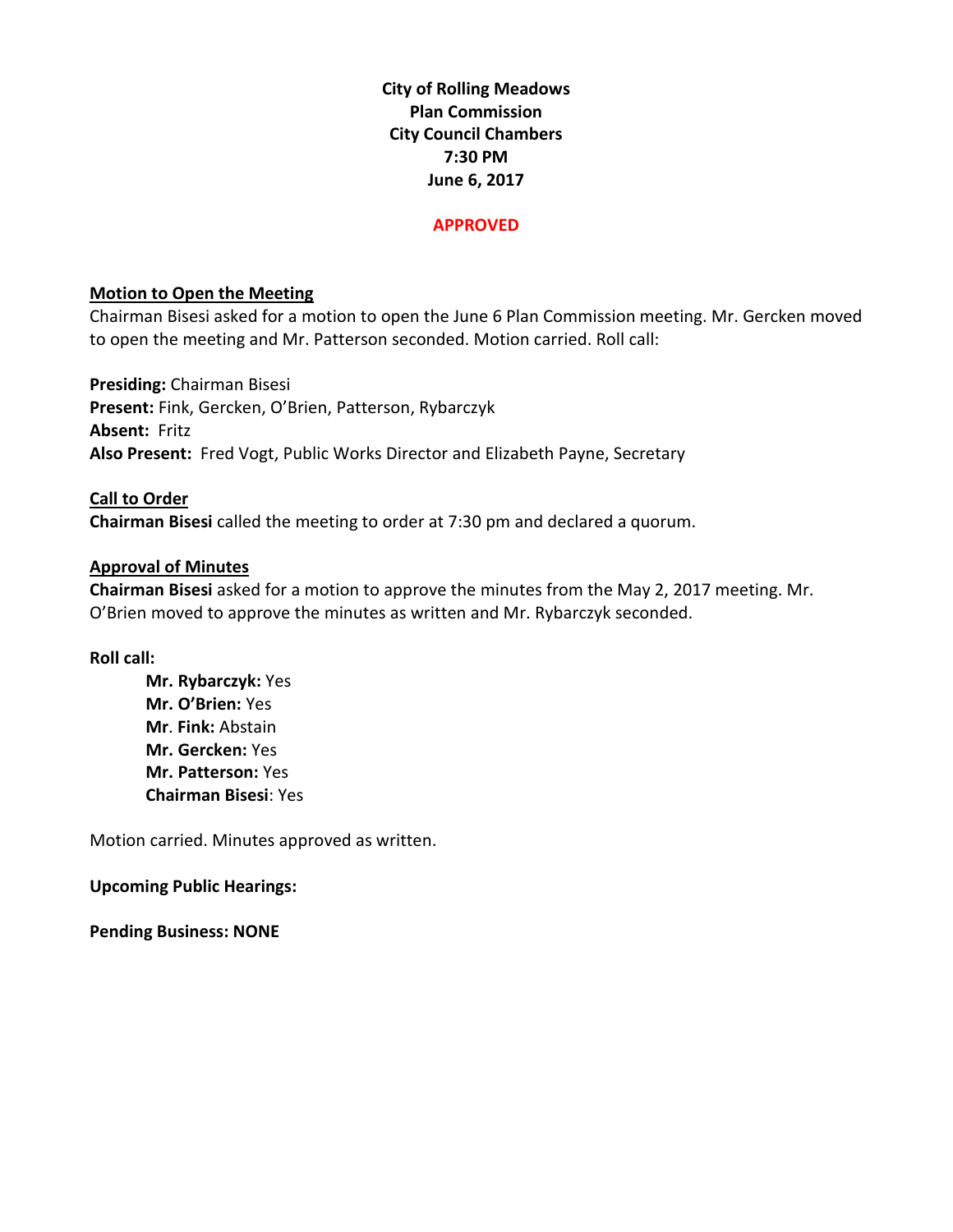**City of Rolling Meadows**
**Plan Commission**
**City Council Chambers**
**7:30 PM**
**June 6, 2017**

**APPROVED**

**Motion to Open the Meeting**

Chairman Bisesi asked for a motion to open the June 6 Plan Commission meeting. Mr. Gercken moved to open the meeting and Mr. Patterson seconded. Motion carried. Roll call:

**Presiding:** Chairman Bisesi
**Present:** Fink, Gercken, O'Brien, Patterson, Rybarczyk
**Absent:** Fritz
**Also Present:** Fred Vogt, Public Works Director and Elizabeth Payne, Secretary

**Call to Order**

**Chairman Bisesi** called the meeting to order at 7:30 pm and declared a quorum.

**Approval of Minutes**

**Chairman Bisesi** asked for a motion to approve the minutes from the May 2, 2017 meeting. Mr. O'Brien moved to approve the minutes as written and Mr. Rybarczyk seconded.

**Roll call:**

**Mr. Rybarczyk:** Yes
**Mr. O'Brien:** Yes
**Mr. Fink:** Abstain
**Mr. Gercken:** Yes
**Mr. Patterson:** Yes
**Chairman Bisesi**: Yes

Motion carried. Minutes approved as written.

**Upcoming Public Hearings:**

**Pending Business: NONE**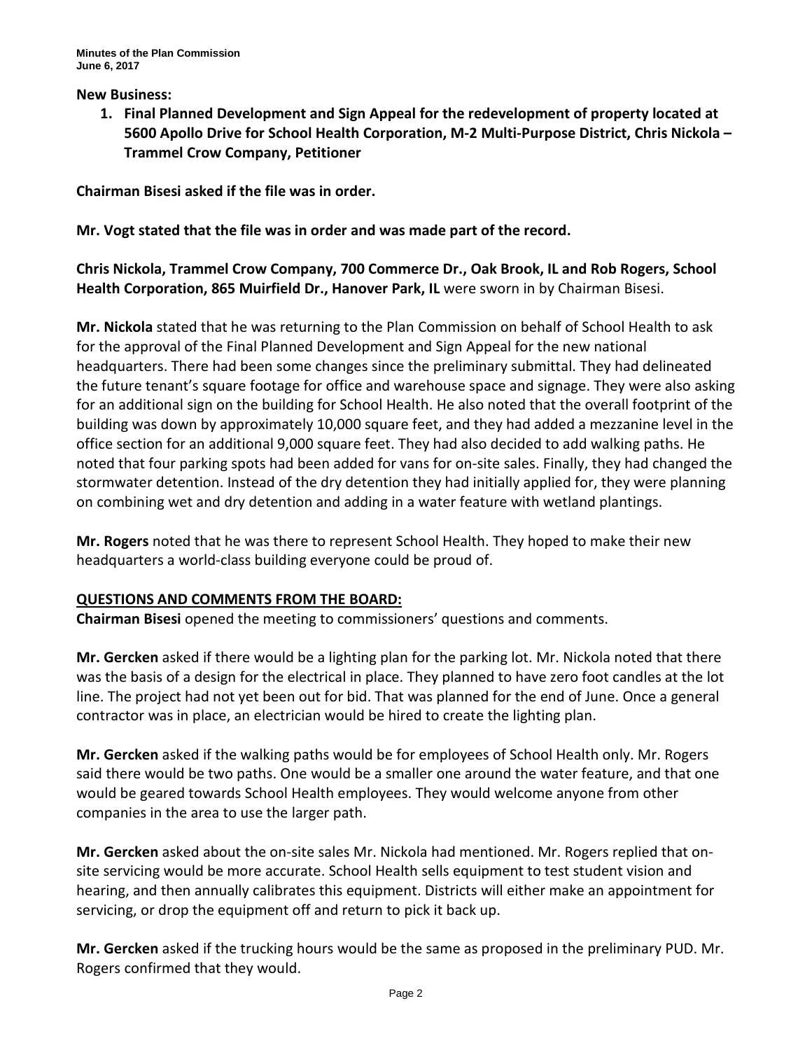**New Business:**

1. **Final Planned Development and Sign Appeal for the redevelopment of property located at 5600 Apollo Drive for School Health Corporation, M-2 Multi-Purpose District, Chris Nickola – Trammel Crow Company, Petitioner**

**Chairman Bisesi asked if the file was in order.**

**Mr. Vogt stated that the file was in order and was made part of the record.**

**Chris Nickola, Trammel Crow Company, 700 Commerce Dr., Oak Brook, IL and Rob Rogers, School Health Corporation, 865 Muirfield Dr., Hanover Park, IL** were sworn in by Chairman Bisesi.

**Mr. Nickola** stated that he was returning to the Plan Commission on behalf of School Health to ask for the approval of the Final Planned Development and Sign Appeal for the new national headquarters. There had been some changes since the preliminary submittal. They had delineated the future tenant's square footage for office and warehouse space and signage. They were also asking for an additional sign on the building for School Health. He also noted that the overall footprint of the building was down by approximately 10,000 square feet, and they had added a mezzanine level in the office section for an additional 9,000 square feet. They had also decided to add walking paths. He noted that four parking spots had been added for vans for on-site sales. Finally, they had changed the stormwater detention. Instead of the dry detention they had initially applied for, they were planning on combining wet and dry detention and adding in a water feature with wetland plantings.

**Mr. Rogers** noted that he was there to represent School Health. They hoped to make their new headquarters a world-class building everyone could be proud of.

**QUESTIONS AND COMMENTS FROM THE BOARD:**

**Chairman Bisesi** opened the meeting to commissioners' questions and comments.

**Mr. Gercken** asked if there would be a lighting plan for the parking lot. Mr. Nickola noted that there was the basis of a design for the electrical in place. They planned to have zero foot candles at the lot line. The project had not yet been out for bid. That was planned for the end of June. Once a general contractor was in place, an electrician would be hired to create the lighting plan.

**Mr. Gercken** asked if the walking paths would be for employees of School Health only. Mr. Rogers said there would be two paths. One would be a smaller one around the water feature, and that one would be geared towards School Health employees. They would welcome anyone from other companies in the area to use the larger path.

**Mr. Gercken** asked about the on-site sales Mr. Nickola had mentioned. Mr. Rogers replied that on-site servicing would be more accurate. School Health sells equipment to test student vision and hearing, and then annually calibrates this equipment. Districts will either make an appointment for servicing, or drop the equipment off and return to pick it back up.

**Mr. Gercken** asked if the trucking hours would be the same as proposed in the preliminary PUD. Mr. Rogers confirmed that they would.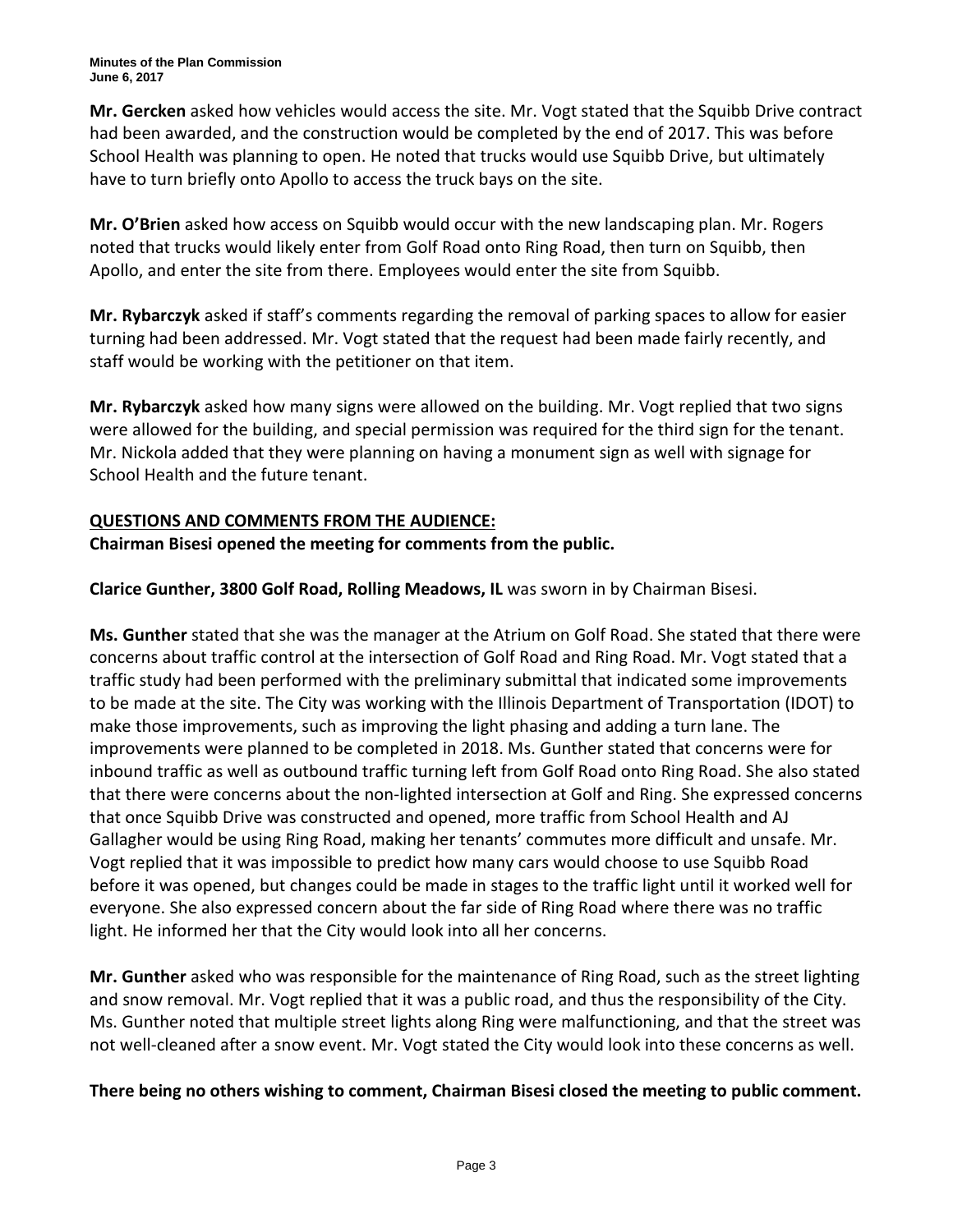**Mr. Gercken** asked how vehicles would access the site. Mr. Vogt stated that the Squibb Drive contract had been awarded, and the construction would be completed by the end of 2017. This was before School Health was planning to open. He noted that trucks would use Squibb Drive, but ultimately have to turn briefly onto Apollo to access the truck bays on the site.

**Mr. O'Brien** asked how access on Squibb would occur with the new landscaping plan. Mr. Rogers noted that trucks would likely enter from Golf Road onto Ring Road, then turn on Squibb, then Apollo, and enter the site from there. Employees would enter the site from Squibb.

**Mr. Rybarczyk** asked if staff's comments regarding the removal of parking spaces to allow for easier turning had been addressed. Mr. Vogt stated that the request had been made fairly recently, and staff would be working with the petitioner on that item.

**Mr. Rybarczyk** asked how many signs were allowed on the building. Mr. Vogt replied that two signs were allowed for the building, and special permission was required for the third sign for the tenant. Mr. Nickola added that they were planning on having a monument sign as well with signage for School Health and the future tenant.

**QUESTIONS AND COMMENTS FROM THE AUDIENCE:**

**Chairman Bisesi opened the meeting for comments from the public.**

**Clarice Gunther, 3800 Golf Road, Rolling Meadows, IL** was sworn in by Chairman Bisesi.

**Ms. Gunther** stated that she was the manager at the Atrium on Golf Road. She stated that there were concerns about traffic control at the intersection of Golf Road and Ring Road. Mr. Vogt stated that a traffic study had been performed with the preliminary submittal that indicated some improvements to be made at the site. The City was working with the Illinois Department of Transportation (IDOT) to make those improvements, such as improving the light phasing and adding a turn lane. The improvements were planned to be completed in 2018. Ms. Gunther stated that concerns were for inbound traffic as well as outbound traffic turning left from Golf Road onto Ring Road. She also stated that there were concerns about the non-lighted intersection at Golf and Ring. She expressed concerns that once Squibb Drive was constructed and opened, more traffic from School Health and AJ Gallagher would be using Ring Road, making her tenants' commutes more difficult and unsafe. Mr. Vogt replied that it was impossible to predict how many cars would choose to use Squibb Road before it was opened, but changes could be made in stages to the traffic light until it worked well for everyone. She also expressed concern about the far side of Ring Road where there was no traffic light. He informed her that the City would look into all her concerns.

**Mr. Gunther** asked who was responsible for the maintenance of Ring Road, such as the street lighting and snow removal. Mr. Vogt replied that it was a public road, and thus the responsibility of the City. Ms. Gunther noted that multiple street lights along Ring were malfunctioning, and that the street was not well-cleaned after a snow event. Mr. Vogt stated the City would look into these concerns as well.

**There being no others wishing to comment, Chairman Bisesi closed the meeting to public comment.**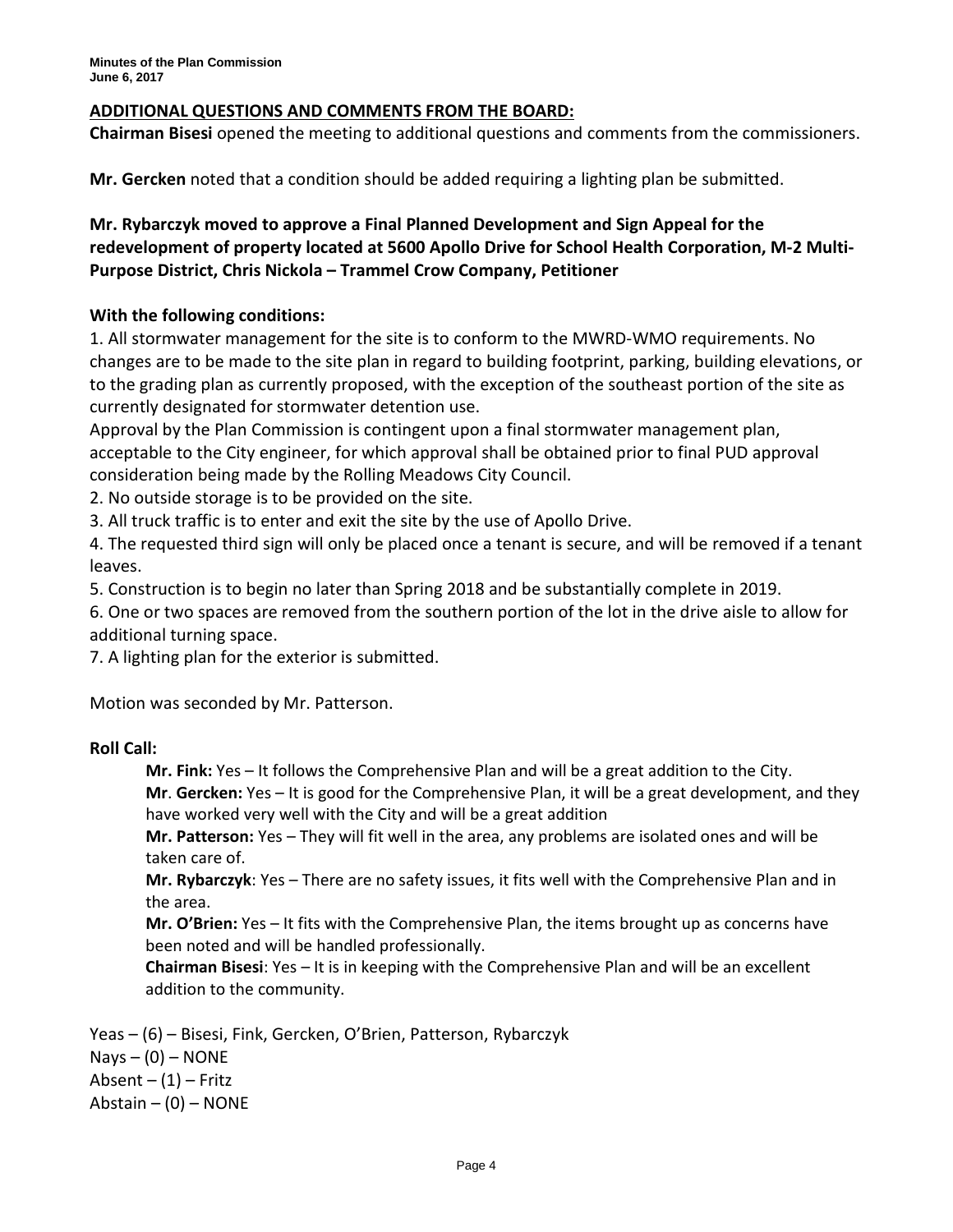**ADDITIONAL QUESTIONS AND COMMENTS FROM THE BOARD:**

**Chairman Bisesi** opened the meeting to additional questions and comments from the commissioners.

**Mr. Gercken** noted that a condition should be added requiring a lighting plan be submitted.

**Mr. Rybarczyk moved to approve a Final Planned Development and Sign Appeal for the redevelopment of property located at 5600 Apollo Drive for School Health Corporation, M-2 Multi-Purpose District, Chris Nickola – Trammel Crow Company, Petitioner**

**With the following conditions:**

1. All stormwater management for the site is to conform to the MWRD-WMO requirements. No changes are to be made to the site plan in regard to building footprint, parking, building elevations, or to the grading plan as currently proposed, with the exception of the southeast portion of the site as currently designated for stormwater detention use.
Approval by the Plan Commission is contingent upon a final stormwater management plan, acceptable to the City engineer, for which approval shall be obtained prior to final PUD approval consideration being made by the Rolling Meadows City Council.
2. No outside storage is to be provided on the site.
3. All truck traffic is to enter and exit the site by the use of Apollo Drive.
4. The requested third sign will only be placed once a tenant is secure, and will be removed if a tenant leaves.
5. Construction is to begin no later than Spring 2018 and be substantially complete in 2019.
6. One or two spaces are removed from the southern portion of the lot in the drive aisle to allow for additional turning space.
7. A lighting plan for the exterior is submitted.

Motion was seconded by Mr. Patterson.

**Roll Call:**

**Mr. Fink:** Yes – It follows the Comprehensive Plan and will be a great addition to the City.
**Mr**. **Gercken:** Yes – It is good for the Comprehensive Plan, it will be a great development, and they have worked very well with the City and will be a great addition
**Mr. Patterson:** Yes – They will fit well in the area, any problems are isolated ones and will be taken care of.
**Mr. Rybarczyk**: Yes – There are no safety issues, it fits well with the Comprehensive Plan and in the area.
**Mr. O'Brien:** Yes – It fits with the Comprehensive Plan, the items brought up as concerns have been noted and will be handled professionally.
**Chairman Bisesi**: Yes – It is in keeping with the Comprehensive Plan and will be an excellent addition to the community.

Yeas – (6) – Bisesi, Fink, Gercken, O'Brien, Patterson, Rybarczyk
Nays – (0) – NONE
Absent – (1) – Fritz
Abstain – (0) – NONE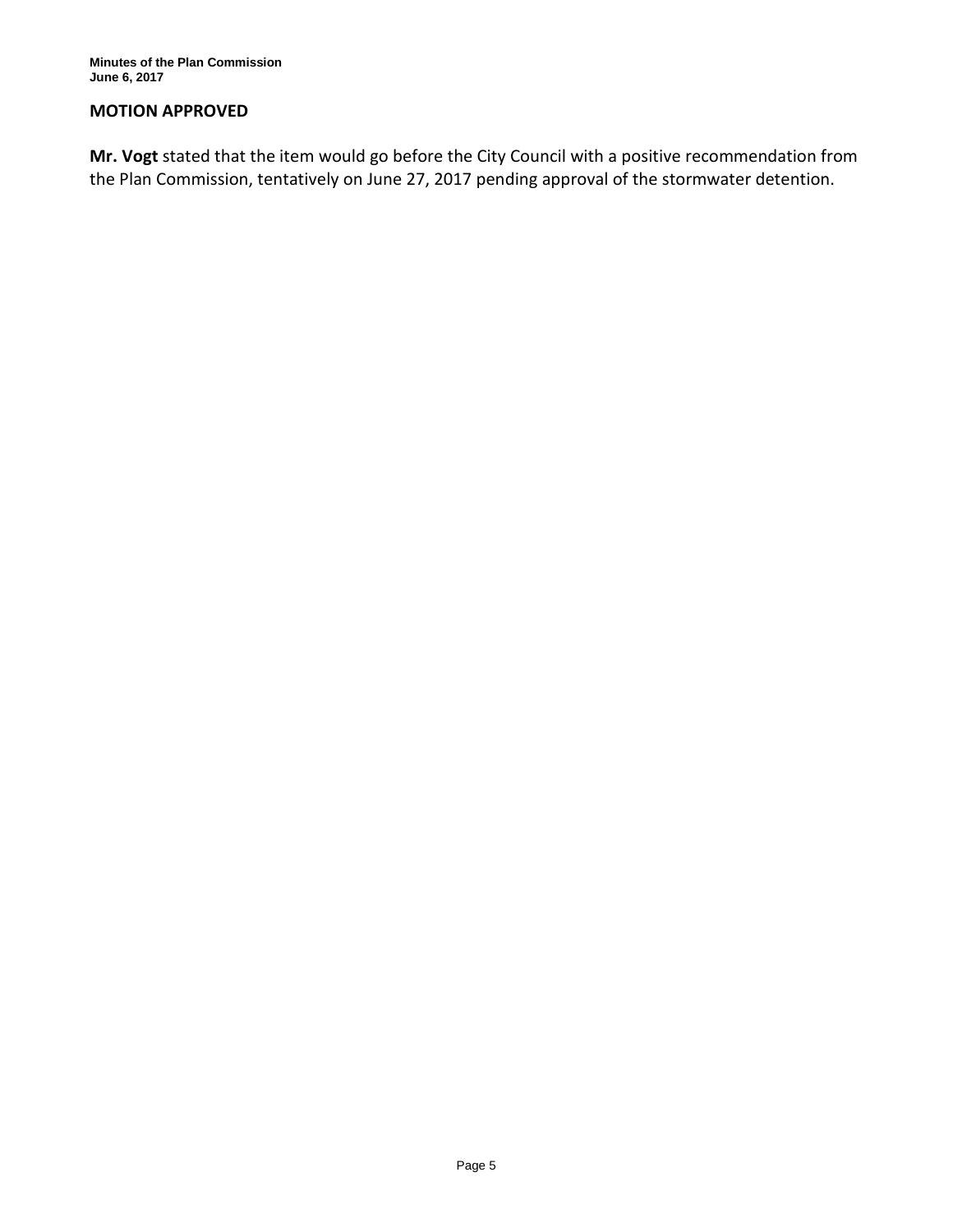**MOTION APPROVED**

**Mr. Vogt** stated that the item would go before the City Council with a positive recommendation from the Plan Commission, tentatively on June 27, 2017 pending approval of the stormwater detention.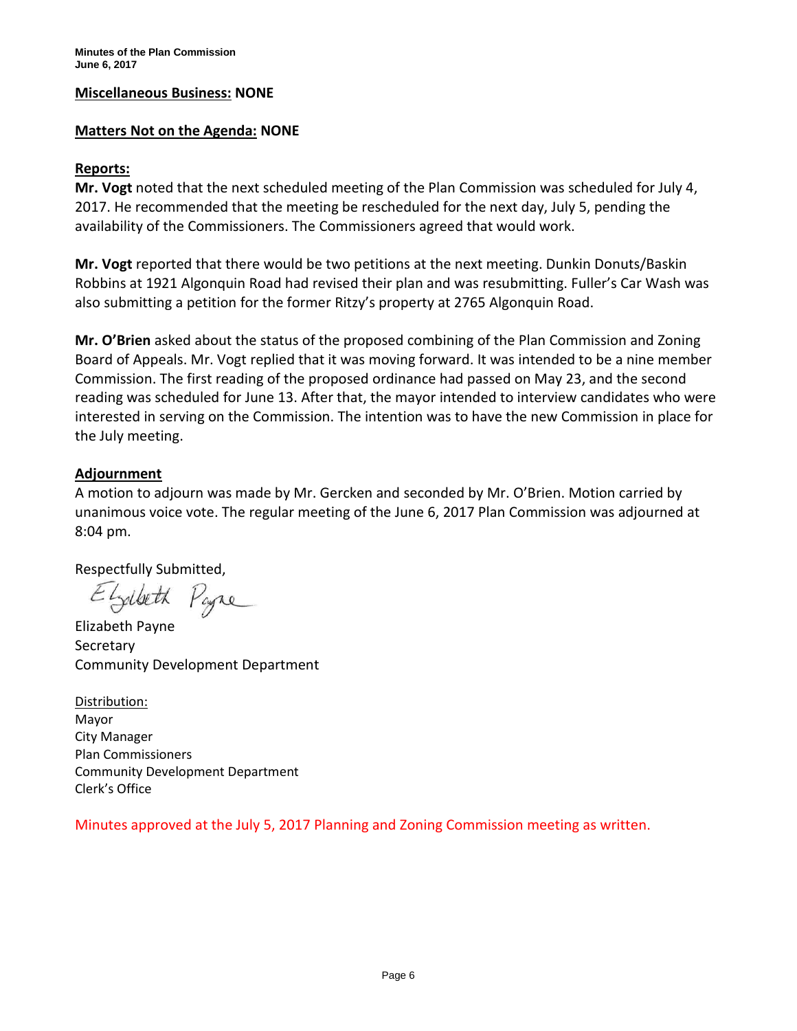**Miscellaneous Business: NONE**

**Matters Not on the Agenda: NONE**

**Reports:**

**Mr. Vogt** noted that the next scheduled meeting of the Plan Commission was scheduled for July 4, 2017. He recommended that the meeting be rescheduled for the next day, July 5, pending the availability of the Commissioners. The Commissioners agreed that would work.

**Mr. Vogt** reported that there would be two petitions at the next meeting. Dunkin Donuts/Baskin Robbins at 1921 Algonquin Road had revised their plan and was resubmitting. Fuller's Car Wash was also submitting a petition for the former Ritzy's property at 2765 Algonquin Road.

**Mr. O'Brien** asked about the status of the proposed combining of the Plan Commission and Zoning Board of Appeals. Mr. Vogt replied that it was moving forward. It was intended to be a nine member Commission. The first reading of the proposed ordinance had passed on May 23, and the second reading was scheduled for June 13. After that, the mayor intended to interview candidates who were interested in serving on the Commission. The intention was to have the new Commission in place for the July meeting.

**Adjournment**

A motion to adjourn was made by Mr. Gercken and seconded by Mr. O'Brien. Motion carried by unanimous voice vote. The regular meeting of the June 6, 2017 Plan Commission was adjourned at 8:04 pm.

Respectfully Submitted,

Elizabeth Payne

Elizabeth Payne
Secretary
Community Development Department

Distribution:
Mayor
City Manager
Plan Commissioners
Community Development Department
Clerk's Office

Minutes approved at the July 5, 2017 Planning and Zoning Commission meeting as written.